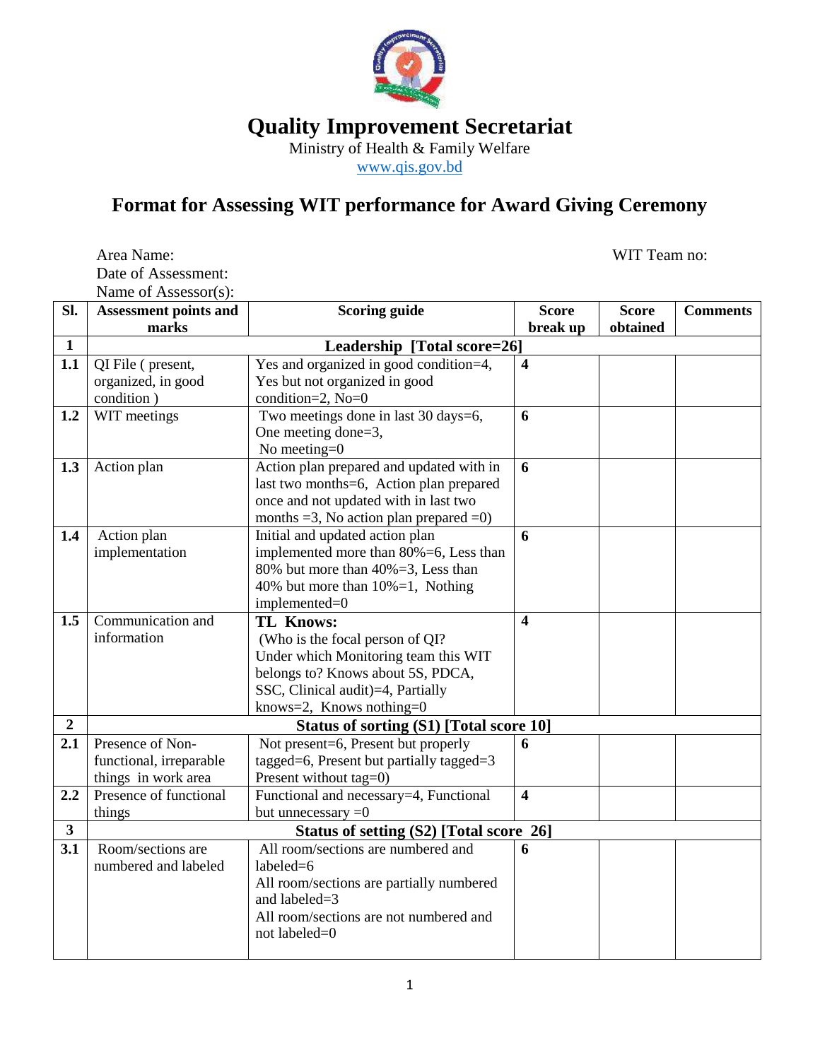# Quality Improvement Secretariat

Ministry of Health & Family Welfare

www.qis.gov.bd

## Format for Assessing WIT performance for Award Giving Ceremony

Area Name: WIT Team no:

Date of Assessment:

Name of Assessor(s):

| Sl. | Assessment points and marks | Scoring guide | Score break up | Score obtained | Comments |
|---|---|---|---|---|---|
| **1** | **Leadership [Total score=26]** | | | | |
| **1.1** | QI File ( present, organized, in good condition ) | Yes and organized in good condition=4, Yes but not organized in good condition=2, No=0 | **4** | | |
| **1.2** | WIT meetings | Two meetings done in last 30 days=6, One meeting done=3, No meeting=0 | **6** | | |
| **1.3** | Action plan | Action plan prepared and updated with in last two months=6, Action plan prepared once and not updated with in last two months =3, No action plan prepared =0) | **6** | | |
| **1.4** | Action plan implementation | Initial and updated action plan implemented more than 80%=6, Less than 80% but more than 40%=3, Less than 40% but more than 10%=1, Nothing implemented=0 | **6** | | |
| **1.5** | Communication and information | **TL Knows:** (Who is the focal person of QI? Under which Monitoring team this WIT belongs to? Knows about 5S, PDCA, SSC, Clinical audit)=4, Partially knows=2, Knows nothing=0 | **4** | | |
| **2** | **Status of sorting (S1) [Total score 10]** | | | | |
| **2.1** | Presence of Non-functional, irreparable things in work area | Not present=6, Present but properly tagged=6, Present but partially tagged=3 Present without tag=0) | **6** | | |
| **2.2** | Presence of functional things | Functional and necessary=4, Functional but unnecessary =0 | **4** | | |
| **3** | **Status of setting (S2) [Total score 26]** | | | | |
| **3.1** | Room/sections are numbered and labeled | All room/sections are numbered and labeled=6<br>All room/sections are partially numbered and labeled=3<br>All room/sections are not numbered and not labeled=0 | **6** | | |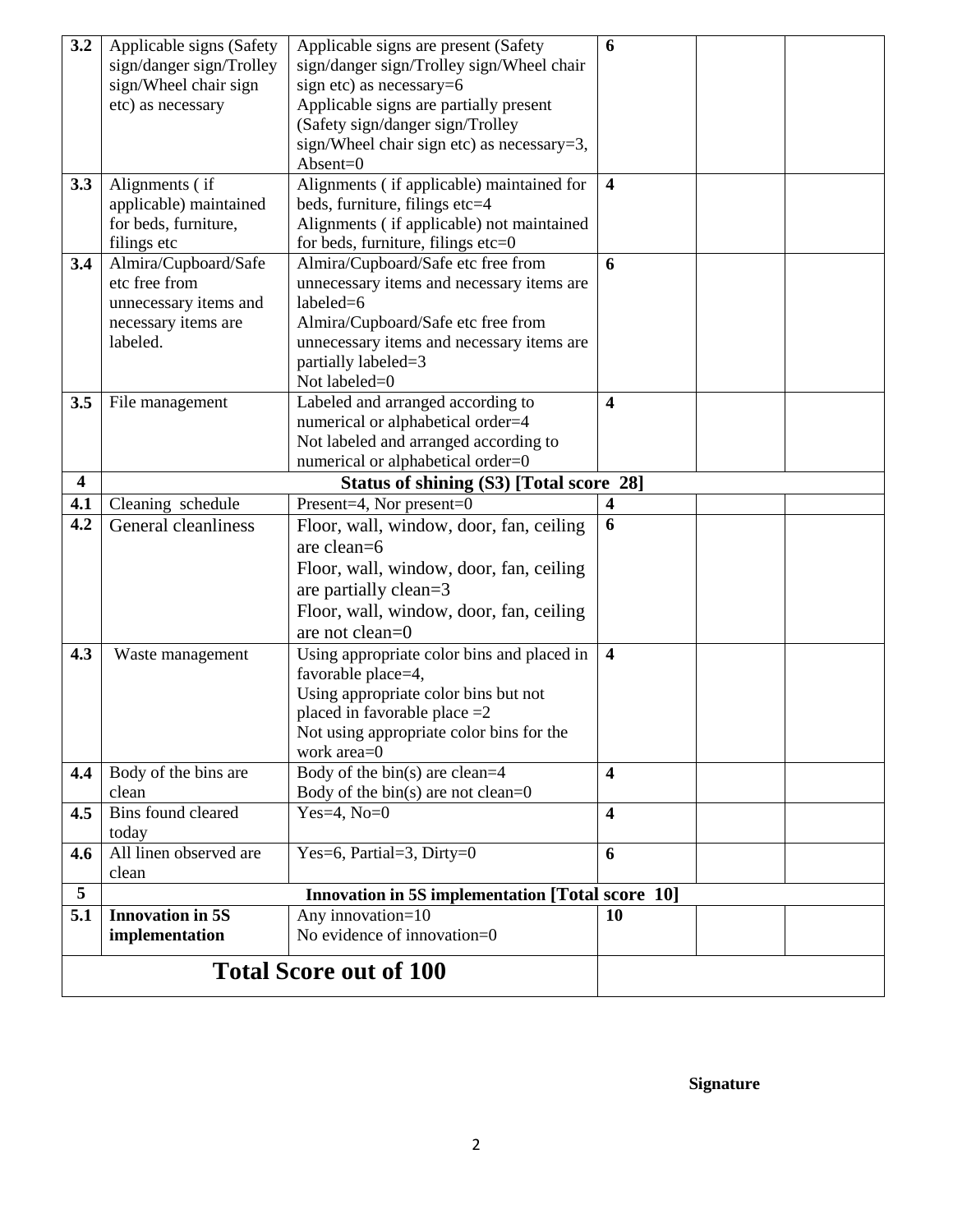| | | | | | |
|---|---|---|---|---|---|
| **3.2** | Applicable signs (Safety sign/danger sign/Trolley sign/Wheel chair sign etc) as necessary | Applicable signs are present (Safety sign/danger sign/Trolley sign/Wheel chair sign etc) as necessary=6<br>Applicable signs are partially present (Safety sign/danger sign/Trolley sign/Wheel chair sign etc) as necessary=3, Absent=0 | **6** | | |
| **3.3** | Alignments ( if applicable) maintained for beds, furniture, filings etc | Alignments ( if applicable) maintained for beds, furniture, filings etc=4<br>Alignments ( if applicable) not maintained for beds, furniture, filings etc=0 | **4** | | |
| **3.4** | Almira/Cupboard/Safe etc free from unnecessary items and necessary items are labeled. | Almira/Cupboard/Safe etc free from unnecessary items and necessary items are labeled=6<br>Almira/Cupboard/Safe etc free from unnecessary items and necessary items are partially labeled=3<br>Not labeled=0 | **6** | | |
| **3.5** | File management | Labeled and arranged according to numerical or alphabetical order=4<br>Not labeled and arranged according to numerical or alphabetical order=0 | **4** | | |
| **4** | **Status of shining (S3) [Total score 28]** | | | | |
| **4.1** | Cleaning schedule | Present=4, Nor present=0 | **4** | | |
| **4.2** | General cleanliness | Floor, wall, window, door, fan, ceiling are clean=6<br>Floor, wall, window, door, fan, ceiling are partially clean=3<br>Floor, wall, window, door, fan, ceiling are not clean=0 | **6** | | |
| **4.3** | Waste management | Using appropriate color bins and placed in favorable place=4,<br>Using appropriate color bins but not placed in favorable place =2<br>Not using appropriate color bins for the work area=0 | **4** | | |
| **4.4** | Body of the bins are clean | Body of the bin(s) are clean=4<br>Body of the bin(s) are not clean=0 | **4** | | |
| **4.5** | Bins found cleared today | Yes=4, No=0 | **4** | | |
| **4.6** | All linen observed are clean | Yes=6, Partial=3, Dirty=0 | **6** | | |
| **5** | **Innovation in 5S implementation [Total score 10]** | | | | |
| **5.1** | **Innovation in 5S implementation** | Any innovation=10<br>No evidence of innovation=0 | **10** | | |
| **Total Score out of 100** | | | | | |

**Signature**